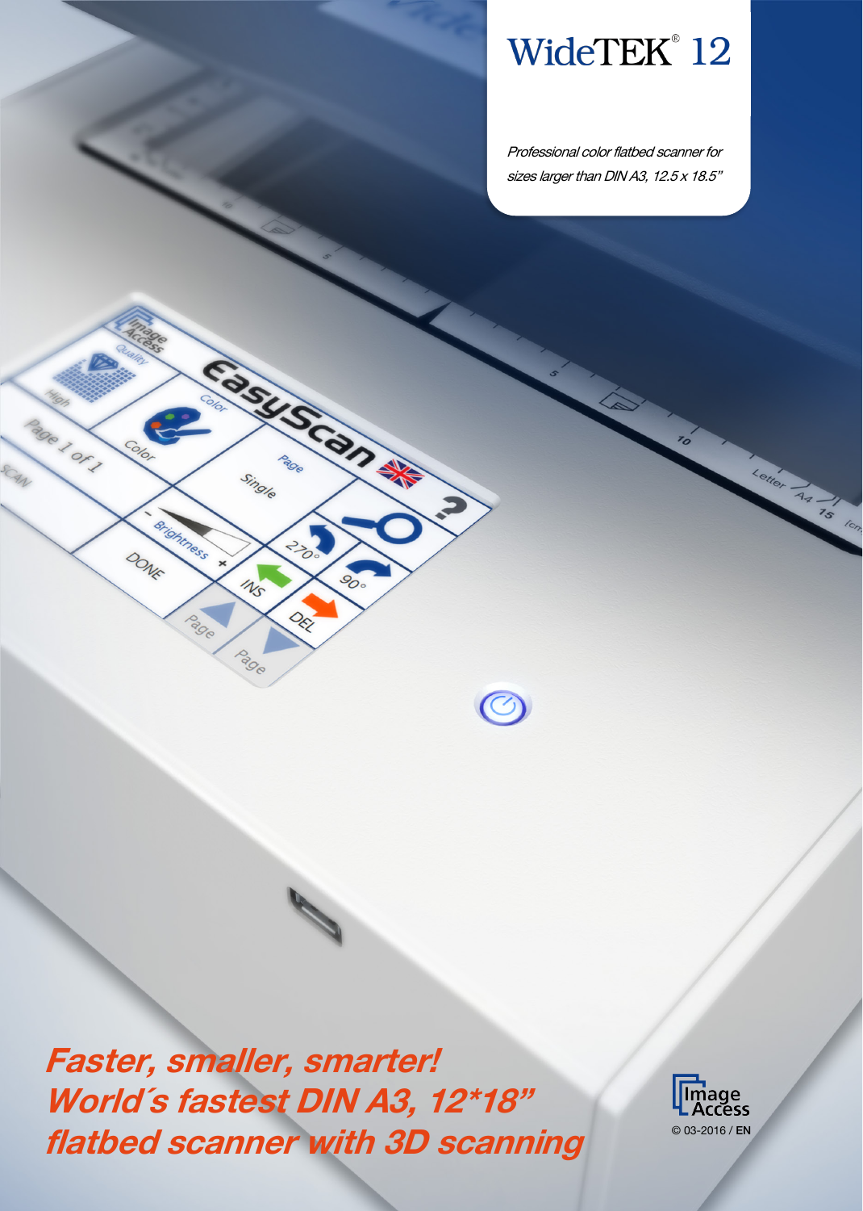# WideTEK® 12

*Professional color flatbed scanner for sizes larger than DIN A3, 12.5 x 18.5"*

## *Faster, smaller, smarter!*
## *World´s fastest DIN A3, 12*18" flatbed scanner with 3D scanning*

Image Access

© 03-2016 / EN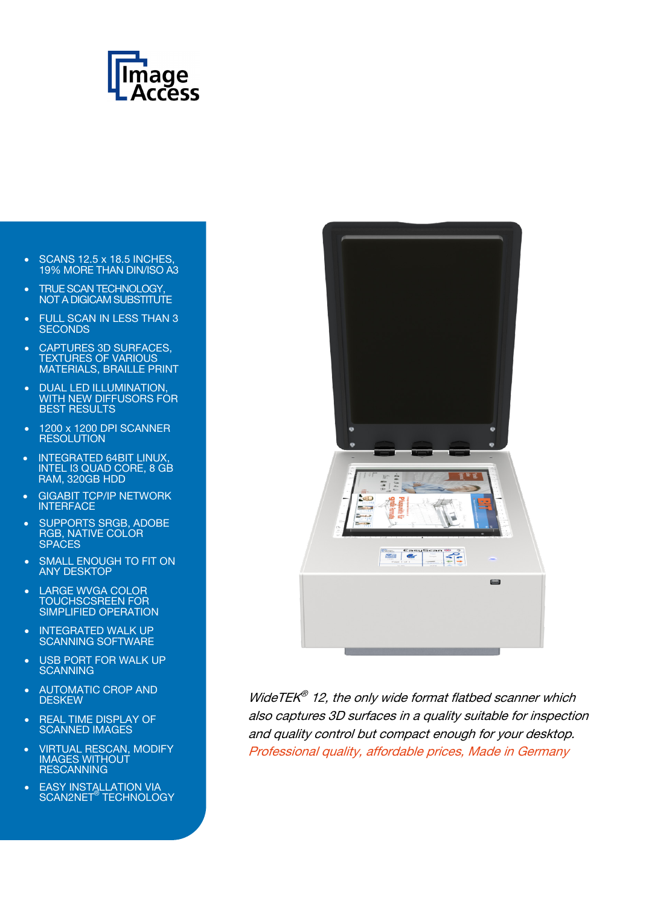- SCANS 12.5 x 18.5 INCHES, 19% MORE THAN DIN/ISO A3
- TRUE SCAN TECHNOLOGY, NOT A DIGICAM SUBSTITUTE
- FULL SCAN IN LESS THAN 3 SECONDS
- CAPTURES 3D SURFACES, TEXTURES OF VARIOUS MATERIALS, BRAILLE PRINT
- DUAL LED ILLUMINATION, WITH NEW DIFFUSORS FOR BEST RESULTS
- 1200 x 1200 DPI SCANNER RESOLUTION
- INTEGRATED 64BIT LINUX, INTEL I3 QUAD CORE, 8 GB RAM, 320GB HDD
- GIGABIT TCP/IP NETWORK INTERFACE
- SUPPORTS SRGB, ADOBE RGB, NATIVE COLOR SPACES
- SMALL ENOUGH TO FIT ON ANY DESKTOP
- LARGE WVGA COLOR TOUCHSCSREEN FOR SIMPLIFIED OPERATION
- INTEGRATED WALK UP SCANNING SOFTWARE
- USB PORT FOR WALK UP SCANNING
- AUTOMATIC CROP AND DESKEW
- REAL TIME DISPLAY OF SCANNED IMAGES
- VIRTUAL RESCAN, MODIFY IMAGES WITHOUT RESCANNING
- EASY INSTALLATION VIA SCAN2NET® TECHNOLOGY

*WideTEK® 12, the only wide format flatbed scanner which also captures 3D surfaces in a quality suitable for inspection and quality control but compact enough for your desktop.*
*Professional quality, affordable prices, Made in Germany*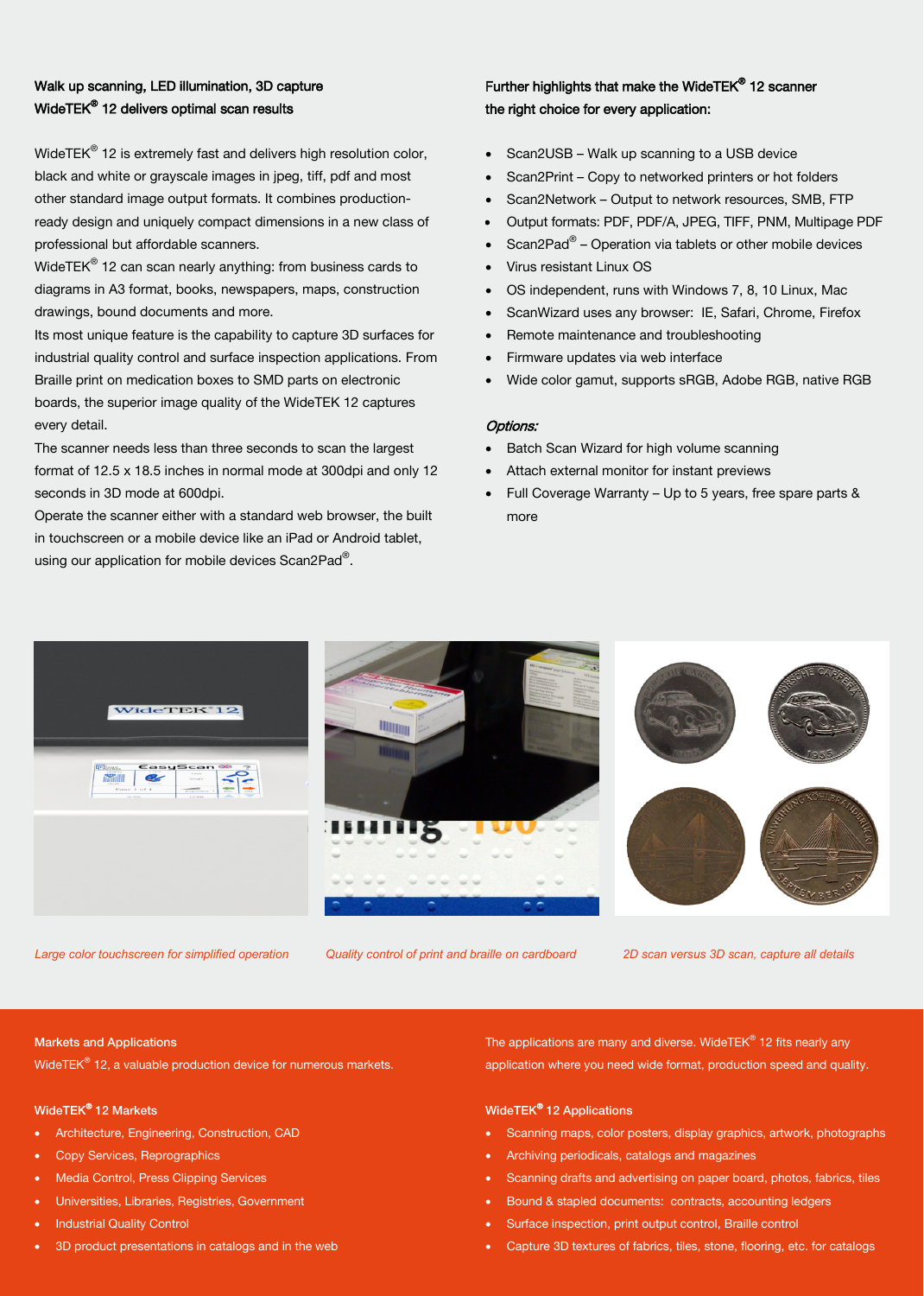## Walk up scanning, LED illumination, 3D capture
## WideTEK® 12 delivers optimal scan results

WideTEK® 12 is extremely fast and delivers high resolution color, black and white or grayscale images in jpeg, tiff, pdf and most other standard image output formats. It combines production-ready design and uniquely compact dimensions in a new class of professional but affordable scanners.

WideTEK® 12 can scan nearly anything: from business cards to diagrams in A3 format, books, newspapers, maps, construction drawings, bound documents and more.

Its most unique feature is the capability to capture 3D surfaces for industrial quality control and surface inspection applications. From Braille print on medication boxes to SMD parts on electronic boards, the superior image quality of the WideTEK 12 captures every detail.

The scanner needs less than three seconds to scan the largest format of 12.5 x 18.5 inches in normal mode at 300dpi and only 12 seconds in 3D mode at 600dpi.

Operate the scanner either with a standard web browser, the built in touchscreen or a mobile device like an iPad or Android tablet, using our application for mobile devices Scan2Pad®.

## Further highlights that make the WideTEK® 12 scanner the right choice for every application:

- Scan2USB – Walk up scanning to a USB device
- Scan2Print – Copy to networked printers or hot folders
- Scan2Network – Output to network resources, SMB, FTP
- Output formats: PDF, PDF/A, JPEG, TIFF, PNM, Multipage PDF
- Scan2Pad® – Operation via tablets or other mobile devices
- Virus resistant Linux OS
- OS independent, runs with Windows 7, 8, 10 Linux, Mac
- ScanWizard uses any browser: IE, Safari, Chrome, Firefox
- Remote maintenance and troubleshooting
- Firmware updates via web interface
- Wide color gamut, supports sRGB, Adobe RGB, native RGB

*Options:*

- Batch Scan Wizard for high volume scanning
- Attach external monitor for instant previews
- Full Coverage Warranty – Up to 5 years, free spare parts & more

*Large color touchscreen for simplified operation*

*Quality control of print and braille on cardboard*

*2D scan versus 3D scan, capture all details*

## Markets and Applications

WideTEK® 12, a valuable production device for numerous markets.

The applications are many and diverse. WideTEK® 12 fits nearly any application where you need wide format, production speed and quality.

### WideTEK® 12 Markets

- Architecture, Engineering, Construction, CAD
- Copy Services, Reprographics
- Media Control, Press Clipping Services
- Universities, Libraries, Registries, Government
- Industrial Quality Control
- 3D product presentations in catalogs and in the web

### WideTEK® 12 Applications

- Scanning maps, color posters, display graphics, artwork, photographs
- Archiving periodicals, catalogs and magazines
- Scanning drafts and advertising on paper board, photos, fabrics, tiles
- Bound & stapled documents: contracts, accounting ledgers
- Surface inspection, print output control, Braille control
- Capture 3D textures of fabrics, tiles, stone, flooring, etc. for catalogs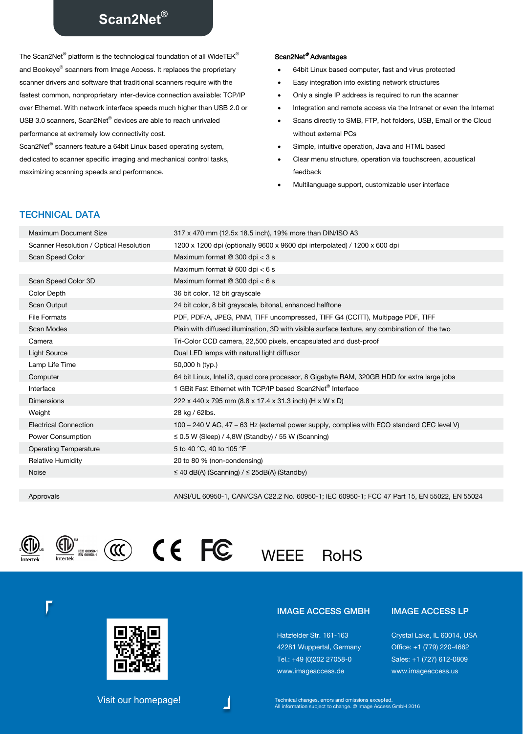# Scan2Net®

The Scan2Net® platform is the technological foundation of all WideTEK® and Bookeye® scanners from Image Access. It replaces the proprietary scanner drivers and software that traditional scanners require with the fastest common, nonproprietary inter-device connection available: TCP/IP over Ethernet. With network interface speeds much higher than USB 2.0 or USB 3.0 scanners, Scan2Net® devices are able to reach unrivaled performance at extremely low connectivity cost.

Scan2Net® scanners feature a 64bit Linux based operating system, dedicated to scanner specific imaging and mechanical control tasks, maximizing scanning speeds and performance.

**Scan2Net® Advantages**

- 64bit Linux based computer, fast and virus protected
- Easy integration into existing network structures
- Only a single IP address is required to run the scanner
- Integration and remote access via the Intranet or even the Internet
- Scans directly to SMB, FTP, hot folders, USB, Email or the Cloud without external PCs
- Simple, intuitive operation, Java and HTML based
- Clear menu structure, operation via touchscreen, acoustical feedback
- Multilanguage support, customizable user interface

## TECHNICAL DATA

| | |
|---|---|
| Maximum Document Size | 317 x 470 mm (12.5x 18.5 inch), 19% more than DIN/ISO A3 |
| Scanner Resolution / Optical Resolution | 1200 x 1200 dpi (optionally 9600 x 9600 dpi interpolated) / 1200 x 600 dpi |
| Scan Speed Color | Maximum format @ 300 dpi < 3 s |
| | Maximum format @ 600 dpi < 6 s |
| Scan Speed Color 3D | Maximum format @ 300 dpi < 6 s |
| Color Depth | 36 bit color, 12 bit grayscale |
| Scan Output | 24 bit color, 8 bit grayscale, bitonal, enhanced halftone |
| File Formats | PDF, PDF/A, JPEG, PNM, TIFF uncompressed, TIFF G4 (CCITT), Multipage PDF, TIFF |
| Scan Modes | Plain with diffused illumination, 3D with visible surface texture, any combination of the two |
| Camera | Tri-Color CCD camera, 22,500 pixels, encapsulated and dust-proof |
| Light Source | Dual LED lamps with natural light diffusor |
| Lamp Life Time | 50,000 h (typ.) |
| Computer | 64 bit Linux, Intel i3, quad core processor, 8 Gigabyte RAM, 320GB HDD for extra large jobs |
| Interface | 1 GBit Fast Ethernet with TCP/IP based Scan2Net® Interface |
| Dimensions | 222 x 440 x 795 mm (8.8 x 17.4 x 31.3 inch) (H x W x D) |
| Weight | 28 kg / 62lbs. |
| Electrical Connection | 100 – 240 V AC, 47 – 63 Hz (external power supply, complies with ECO standard CEC level V) |
| Power Consumption | ≤ 0.5 W (Sleep) / 4,8W (Standby) / 55 W (Scanning) |
| Operating Temperature | 5 to 40 °C, 40 to 105 °F |
| Relative Humidity | 20 to 80 % (non-condensing) |
| Noise | ≤ 40 dB(A) (Scanning) / ≤ 25dB(A) (Standby) |
| Approvals | ANSI/UL 60950-1, CAN/CSA C22.2 No. 60950-1; IEC 60950-1; FCC 47 Part 15, EN 55022, EN 55024 |

Intertek Intertek IEC 60950-1 EN 60950-1 CE FC WEEE RoHS

Visit our homepage!

**IMAGE ACCESS GMBH**

Hatzfelder Str. 161-163
42281 Wuppertal, Germany
Tel.: +49 (0)202 27058-0
www.imageaccess.de

**IMAGE ACCESS LP**

Crystal Lake, IL 60014, USA
Office: +1 (779) 220-4662
Sales: +1 (727) 612-0809
www.imageaccess.us

Technical changes, errors and omissions excepted.
All information subject to change. © Image Access GmbH 2016